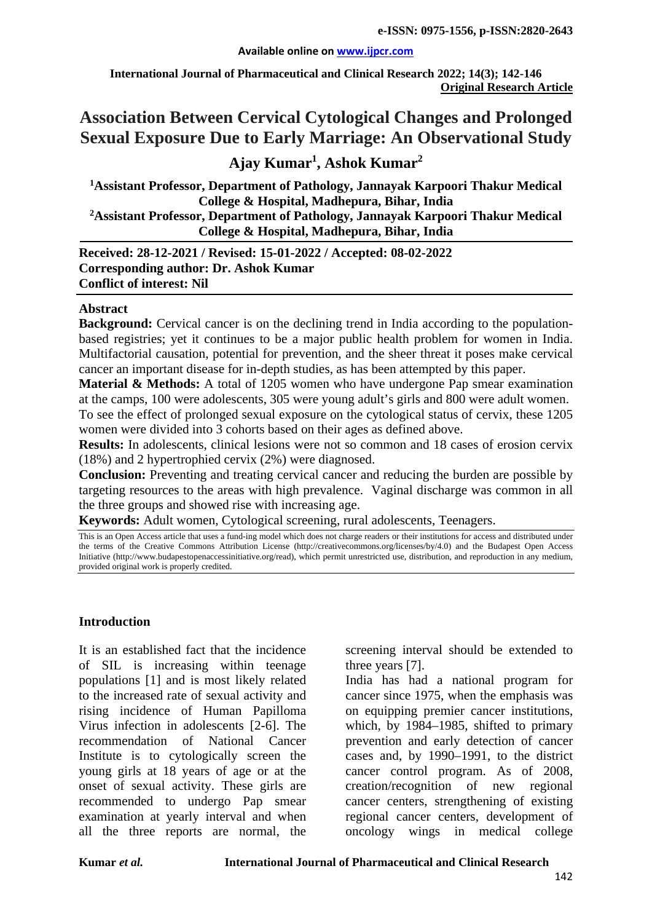**e-ISSN: 0975-1556, p-ISSN:2820-2643**

**Available online on www.ijpcr.com**

**International Journal of Pharmaceutical and Clinical Research 2022; 14(3); 142-146**
**Original Research Article**

# Association Between Cervical Cytological Changes and Prolonged Sexual Exposure Due to Early Marriage: An Observational Study

**Ajay Kumar[1], Ashok Kumar[2]**

**[1]Assistant Professor, Department of Pathology, Jannayak Karpoori Thakur Medical College & Hospital, Madhepura, Bihar, India**
**[2]Assistant Professor, Department of Pathology, Jannayak Karpoori Thakur Medical College & Hospital, Madhepura, Bihar, India**

**Received: 28-12-2021 / Revised: 15-01-2022 / Accepted: 08-02-2022**
**Corresponding author: Dr. Ashok Kumar**
**Conflict of interest: Nil**

## Abstract

**Background:** Cervical cancer is on the declining trend in India according to the population-based registries; yet it continues to be a major public health problem for women in India. Multifactorial causation, potential for prevention, and the sheer threat it poses make cervical cancer an important disease for in-depth studies, as has been attempted by this paper.

**Material & Methods:** A total of 1205 women who have undergone Pap smear examination at the camps, 100 were adolescents, 305 were young adult's girls and 800 were adult women. To see the effect of prolonged sexual exposure on the cytological status of cervix, these 1205 women were divided into 3 cohorts based on their ages as defined above.

**Results:** In adolescents, clinical lesions were not so common and 18 cases of erosion cervix (18%) and 2 hypertrophied cervix (2%) were diagnosed.

**Conclusion:** Preventing and treating cervical cancer and reducing the burden are possible by targeting resources to the areas with high prevalence. Vaginal discharge was common in all the three groups and showed rise with increasing age.

**Keywords:** Adult women, Cytological screening, rural adolescents, Teenagers.

This is an Open Access article that uses a fund-ing model which does not charge readers or their institutions for access and distributed under the terms of the Creative Commons Attribution License (http://creativecommons.org/licenses/by/4.0) and the Budapest Open Access Initiative (http://www.budapestopenaccessinitiative.org/read), which permit unrestricted use, distribution, and reproduction in any medium, provided original work is properly credited.

## Introduction

It is an established fact that the incidence of SIL is increasing within teenage populations [1] and is most likely related to the increased rate of sexual activity and rising incidence of Human Papilloma Virus infection in adolescents [2-6]. The recommendation of National Cancer Institute is to cytologically screen the young girls at 18 years of age or at the onset of sexual activity. These girls are recommended to undergo Pap smear examination at yearly interval and when all the three reports are normal, the screening interval should be extended to three years [7].

India has had a national program for cancer since 1975, when the emphasis was on equipping premier cancer institutions, which, by 1984–1985, shifted to primary prevention and early detection of cancer cases and, by 1990–1991, to the district cancer control program. As of 2008, creation/recognition of new regional cancer centers, strengthening of existing regional cancer centers, development of oncology wings in medical college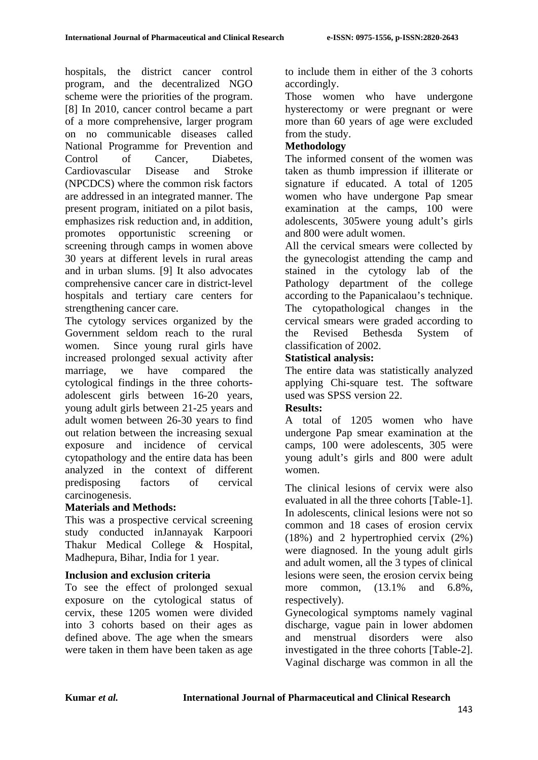hospitals, the district cancer control program, and the decentralized NGO scheme were the priorities of the program. [8] In 2010, cancer control became a part of a more comprehensive, larger program on no communicable diseases called National Programme for Prevention and Control of Cancer, Diabetes, Cardiovascular Disease and Stroke (NPCDCS) where the common risk factors are addressed in an integrated manner. The present program, initiated on a pilot basis, emphasizes risk reduction and, in addition, promotes opportunistic screening or screening through camps in women above 30 years at different levels in rural areas and in urban slums. [9] It also advocates comprehensive cancer care in district-level hospitals and tertiary care centers for strengthening cancer care.

The cytology services organized by the Government seldom reach to the rural women. Since young rural girls have increased prolonged sexual activity after marriage, we have compared the cytological findings in the three cohorts-adolescent girls between 16-20 years, young adult girls between 21-25 years and adult women between 26-30 years to find out relation between the increasing sexual exposure and incidence of cervical cytopathology and the entire data has been analyzed in the context of different predisposing factors of cervical carcinogenesis.

## Materials and Methods:

This was a prospective cervical screening study conducted inJannayak Karpoori Thakur Medical College & Hospital, Madhepura, Bihar, India for 1 year.

### Inclusion and exclusion criteria

To see the effect of prolonged sexual exposure on the cytological status of cervix, these 1205 women were divided into 3 cohorts based on their ages as defined above. The age when the smears were taken in them have been taken as age to include them in either of the 3 cohorts accordingly.

Those women who have undergone hysterectomy or were pregnant or were more than 60 years of age were excluded from the study.

### Methodology

The informed consent of the women was taken as thumb impression if illiterate or signature if educated. A total of 1205 women who have undergone Pap smear examination at the camps, 100 were adolescents, 305were young adult's girls and 800 were adult women.

All the cervical smears were collected by the gynecologist attending the camp and stained in the cytology lab of the Pathology department of the college according to the Papanicalaou's technique. The cytopathological changes in the cervical smears were graded according to the Revised Bethesda System of classification of 2002.

### Statistical analysis:

The entire data was statistically analyzed applying Chi-square test. The software used was SPSS version 22.

## Results:

A total of 1205 women who have undergone Pap smear examination at the camps, 100 were adolescents, 305 were young adult's girls and 800 were adult women.

The clinical lesions of cervix were also evaluated in all the three cohorts [Table-1]. In adolescents, clinical lesions were not so common and 18 cases of erosion cervix (18%) and 2 hypertrophied cervix (2%) were diagnosed. In the young adult girls and adult women, all the 3 types of clinical lesions were seen, the erosion cervix being more common, (13.1% and 6.8%, respectively).

Gynecological symptoms namely vaginal discharge, vague pain in lower abdomen and menstrual disorders were also investigated in the three cohorts [Table-2]. Vaginal discharge was common in all the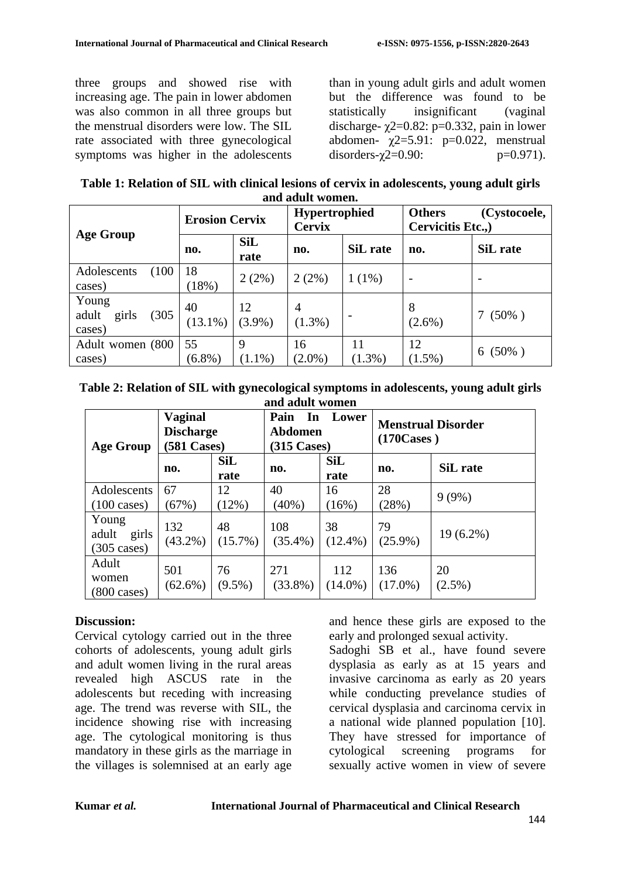three groups and showed rise with increasing age. The pain in lower abdomen was also common in all three groups but the menstrual disorders were low. The SIL rate associated with three gynecological symptoms was higher in the adolescents than in young adult girls and adult women but the difference was found to be statistically insignificant (vaginal discharge- $\chi2$=0.82: p=0.332, pain in lower abdomen- $\chi2$=5.91: p=0.022, menstrual disorders-$\chi2$=0.90: p=0.971).

**Table 1: Relation of SIL with clinical lesions of cervix in adolescents, young adult girls and adult women.**

| Age Group | Erosion Cervix | | Hypertrophied Cervix | | Others (Cystocoele, Cervicitis Etc.,) | |
|---|---|---|---|---|---|---|
| | no. | SiL rate | no. | SiL rate | no. | SiL rate |
| Adolescents (100 cases) | 18 (18%) | 2 (2%) | 2 (2%) | 1 (1%) | - | - |
| Young adult girls (305 cases) | 40 (13.1%) | 12 (3.9%) | 4 (1.3%) | - | 8 (2.6%) | 7 (50% ) |
| Adult women (800 cases) | 55 (6.8%) | 9 (1.1%) | 16 (2.0%) | 11 (1.3%) | 12 (1.5%) | 6 (50% ) |

**Table 2: Relation of SIL with gynecological symptoms in adolescents, young adult girls and adult women**

| Age Group | Vaginal Discharge (581 Cases) | | Pain In Lower Abdomen (315 Cases) | | Menstrual Disorder (170Cases ) | |
|---|---|---|---|---|---|---|
| | no. | SiL rate | no. | SiL rate | no. | SiL rate |
| Adolescents (100 cases) | 67 (67%) | 12 (12%) | 40 (40%) | 16 (16%) | 28 (28%) | 9 (9%) |
| Young adult girls (305 cases) | 132 (43.2%) | 48 (15.7%) | 108 (35.4%) | 38 (12.4%) | 79 (25.9%) | 19 (6.2%) |
| Adult women (800 cases) | 501 (62.6%) | 76 (9.5%) | 271 (33.8%) | 112 (14.0%) | 136 (17.0%) | 20 (2.5%) |

**Discussion:**

Cervical cytology carried out in the three cohorts of adolescents, young adult girls and adult women living in the rural areas revealed high ASCUS rate in the adolescents but receding with increasing age. The trend was reverse with SIL, the incidence showing rise with increasing age. The cytological monitoring is thus mandatory in these girls as the marriage in the villages is solemnised at an early age and hence these girls are exposed to the early and prolonged sexual activity.

Sadoghi SB et al., have found severe dysplasia as early as at 15 years and invasive carcinoma as early as 20 years while conducting prevelance studies of cervical dysplasia and carcinoma cervix in a national wide planned population [10]. They have stressed for importance of cytological screening programs for sexually active women in view of severe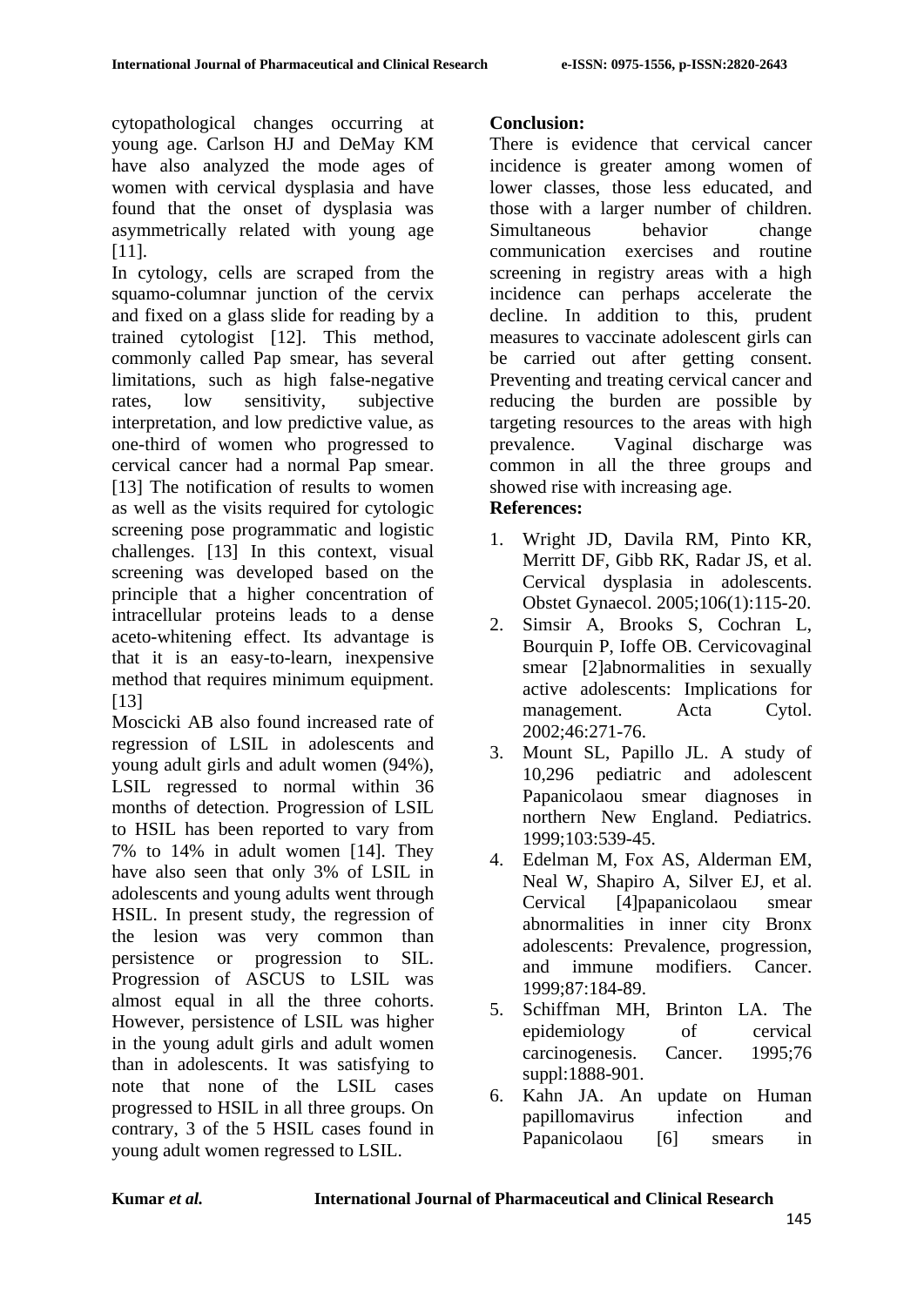cytopathological changes occurring at young age. Carlson HJ and DeMay KM have also analyzed the mode ages of women with cervical dysplasia and have found that the onset of dysplasia was asymmetrically related with young age [11].

In cytology, cells are scraped from the squamo-columnar junction of the cervix and fixed on a glass slide for reading by a trained cytologist [12]. This method, commonly called Pap smear, has several limitations, such as high false-negative rates, low sensitivity, subjective interpretation, and low predictive value, as one-third of women who progressed to cervical cancer had a normal Pap smear. [13] The notification of results to women as well as the visits required for cytologic screening pose programmatic and logistic challenges. [13] In this context, visual screening was developed based on the principle that a higher concentration of intracellular proteins leads to a dense aceto-whitening effect. Its advantage is that it is an easy-to-learn, inexpensive method that requires minimum equipment. [13]

Moscicki AB also found increased rate of regression of LSIL in adolescents and young adult girls and adult women (94%), LSIL regressed to normal within 36 months of detection. Progression of LSIL to HSIL has been reported to vary from 7% to 14% in adult women [14]. They have also seen that only 3% of LSIL in adolescents and young adults went through HSIL. In present study, the regression of the lesion was very common than persistence or progression to SIL. Progression of ASCUS to LSIL was almost equal in all the three cohorts. However, persistence of LSIL was higher in the young adult girls and adult women than in adolescents. It was satisfying to note that none of the LSIL cases progressed to HSIL in all three groups. On contrary, 3 of the 5 HSIL cases found in young adult women regressed to LSIL.

**Conclusion:**

There is evidence that cervical cancer incidence is greater among women of lower classes, those less educated, and those with a larger number of children. Simultaneous behavior change communication exercises and routine screening in registry areas with a high incidence can perhaps accelerate the decline. In addition to this, prudent measures to vaccinate adolescent girls can be carried out after getting consent. Preventing and treating cervical cancer and reducing the burden are possible by targeting resources to the areas with high prevalence. Vaginal discharge was common in all the three groups and showed rise with increasing age.

**References:**

1. Wright JD, Davila RM, Pinto KR, Merritt DF, Gibb RK, Radar JS, et al. Cervical dysplasia in adolescents. Obstet Gynaecol. 2005;106(1):115-20.
2. Simsir A, Brooks S, Cochran L, Bourquin P, Ioffe OB. Cervicovaginal smear [2]abnormalities in sexually active adolescents: Implications for management. Acta Cytol. 2002;46:271-76.
3. Mount SL, Papillo JL. A study of 10,296 pediatric and adolescent Papanicolaou smear diagnoses in northern New England. Pediatrics. 1999;103:539-45.
4. Edelman M, Fox AS, Alderman EM, Neal W, Shapiro A, Silver EJ, et al. Cervical [4]papanicolaou smear abnormalities in inner city Bronx adolescents: Prevalence, progression, and immune modifiers. Cancer. 1999;87:184-89.
5. Schiffman MH, Brinton LA. The epidemiology of cervical carcinogenesis. Cancer. 1995;76 suppl:1888-901.
6. Kahn JA. An update on Human papillomavirus infection and Papanicolaou [6] smears in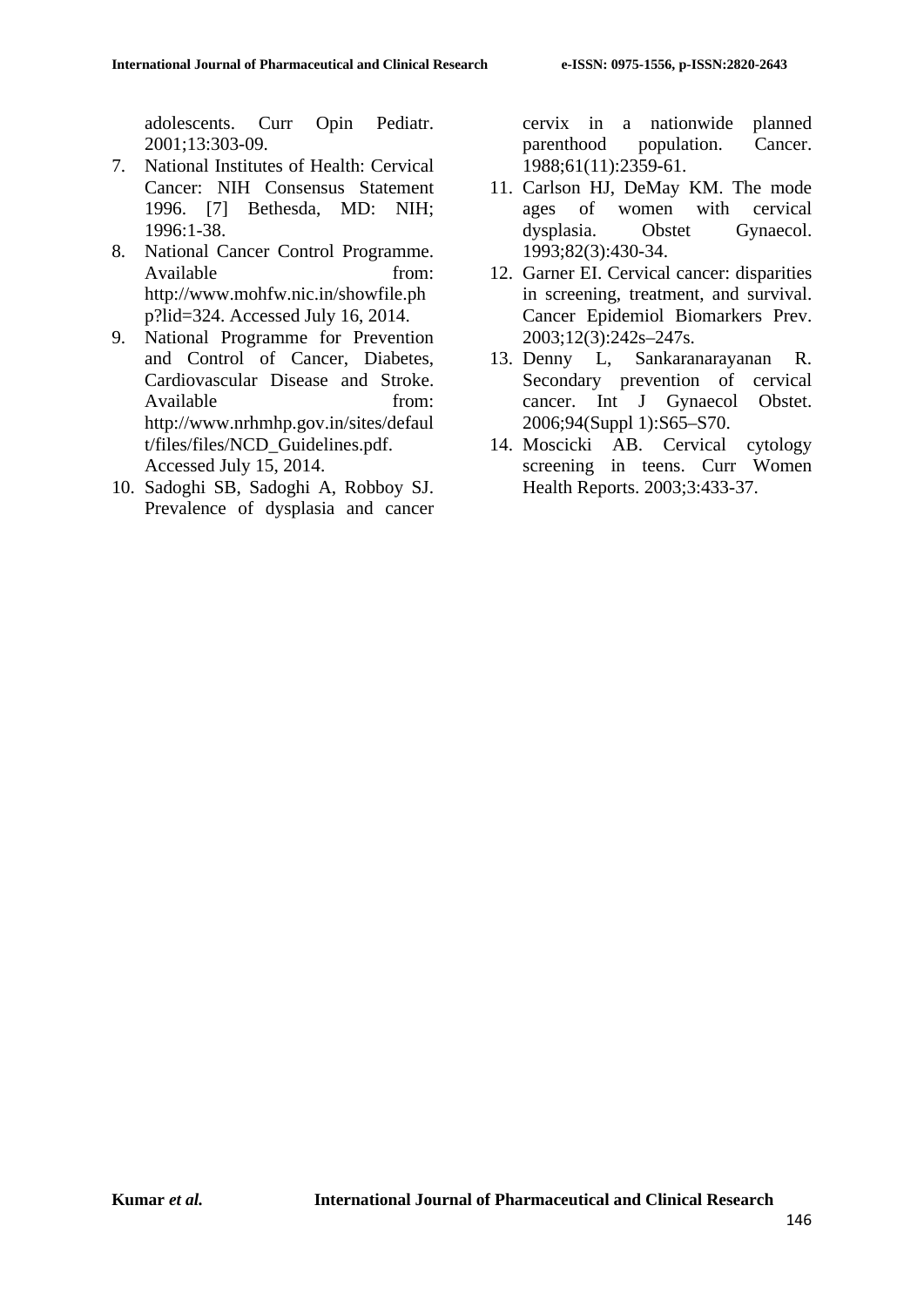adolescents. Curr Opin Pediatr. 2001;13:303-09.

7. National Institutes of Health: Cervical Cancer: NIH Consensus Statement 1996. [7] Bethesda, MD: NIH; 1996:1-38.
8. National Cancer Control Programme. Available from: http://www.mohfw.nic.in/showfile.php?lid=324. Accessed July 16, 2014.
9. National Programme for Prevention and Control of Cancer, Diabetes, Cardiovascular Disease and Stroke. Available from: http://www.nrhmhp.gov.in/sites/default/files/files/NCD_Guidelines.pdf. Accessed July 15, 2014.
10. Sadoghi SB, Sadoghi A, Robboy SJ. Prevalence of dysplasia and cancer cervix in a nationwide planned parenthood population. Cancer. 1988;61(11):2359-61.
11. Carlson HJ, DeMay KM. The mode ages of women with cervical dysplasia. Obstet Gynaecol. 1993;82(3):430-34.
12. Garner EI. Cervical cancer: disparities in screening, treatment, and survival. Cancer Epidemiol Biomarkers Prev. 2003;12(3):242s–247s.
13. Denny L, Sankaranarayanan R. Secondary prevention of cervical cancer. Int J Gynaecol Obstet. 2006;94(Suppl 1):S65–S70.
14. Moscicki AB. Cervical cytology screening in teens. Curr Women Health Reports. 2003;3:433-37.